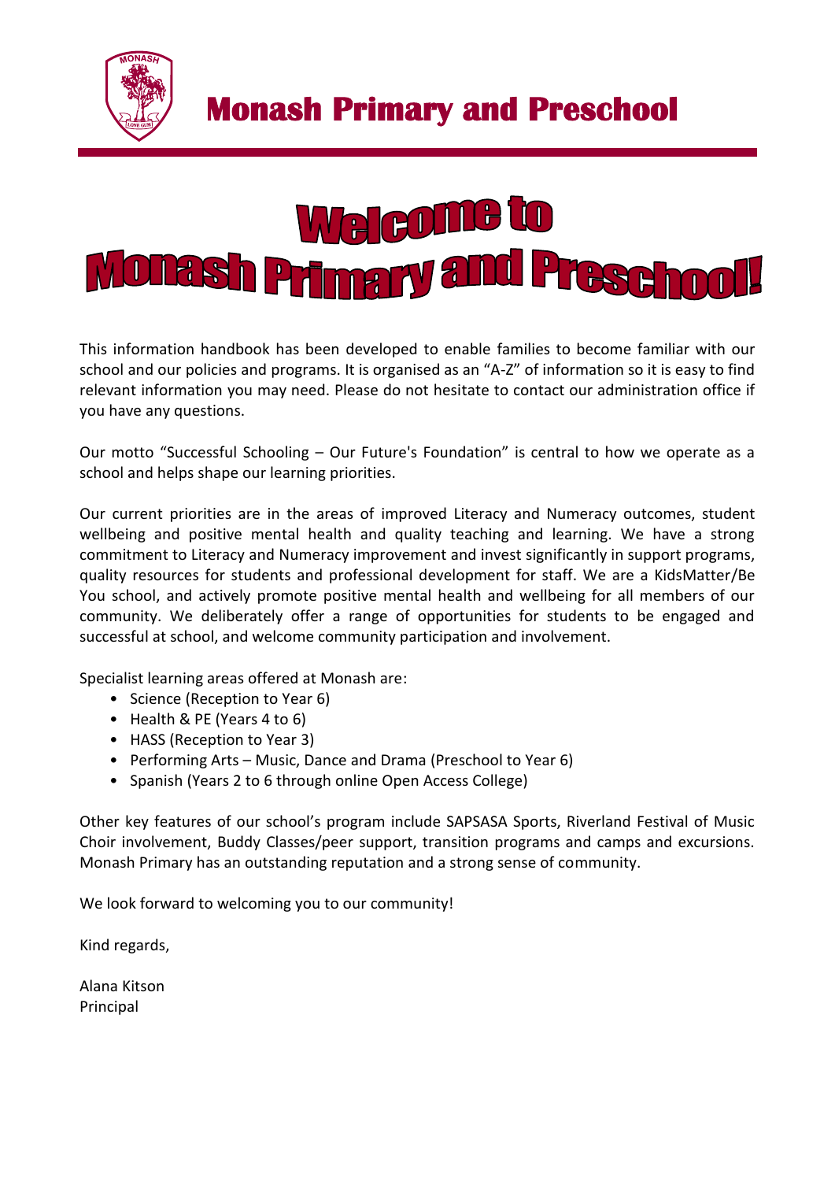# Monash Primary and Preschool

# Welcome to Monash Primary and Preschool!

This information handbook has been developed to enable families to become familiar with our school and our policies and programs. It is organised as an "A-Z" of information so it is easy to find relevant information you may need. Please do not hesitate to contact our administration office if you have any questions.

Our motto "Successful Schooling – Our Future's Foundation" is central to how we operate as a school and helps shape our learning priorities.

Our current priorities are in the areas of improved Literacy and Numeracy outcomes, student wellbeing and positive mental health and quality teaching and learning. We have a strong commitment to Literacy and Numeracy improvement and invest significantly in support programs, quality resources for students and professional development for staff. We are a KidsMatter/Be You school, and actively promote positive mental health and wellbeing for all members of our community. We deliberately offer a range of opportunities for students to be engaged and successful at school, and welcome community participation and involvement.

Specialist learning areas offered at Monash are:

- Science (Reception to Year 6)
- Health & PE (Years 4 to 6)
- HASS (Reception to Year 3)
- Performing Arts – Music, Dance and Drama (Preschool to Year 6)
- Spanish (Years 2 to 6 through online Open Access College)

Other key features of our school's program include SAPSASA Sports, Riverland Festival of Music Choir involvement, Buddy Classes/peer support, transition programs and camps and excursions. Monash Primary has an outstanding reputation and a strong sense of community.

We look forward to welcoming you to our community!

Kind regards,

Alana Kitson
Principal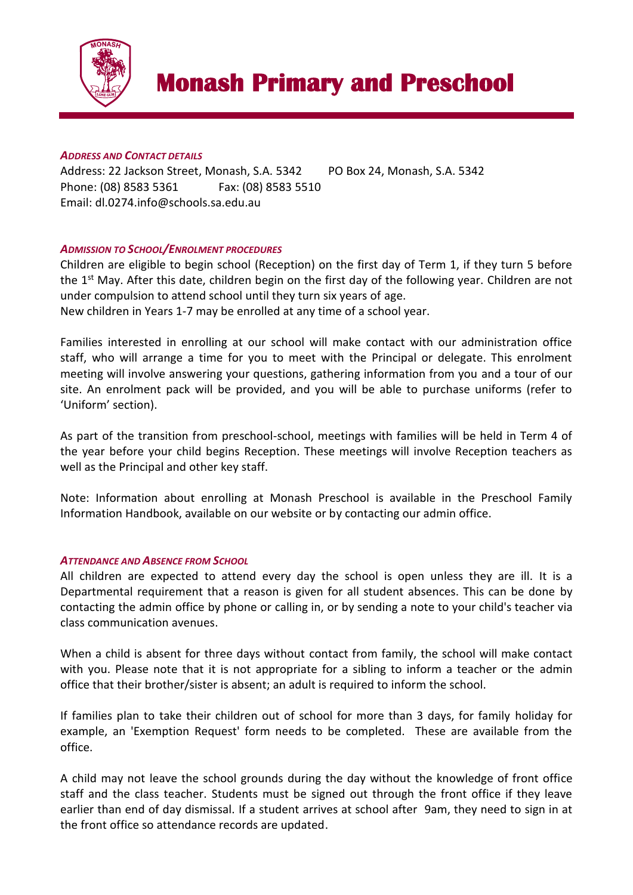# Monash Primary and Preschool

***Address and Contact details***

Address: 22 Jackson Street, Monash, S.A. 5342     PO Box 24, Monash, S.A. 5342
Phone: (08) 8583 5361     Fax: (08) 8583 5510
Email: dl.0274.info@schools.sa.edu.au

***Admission to School/Enrolment procedures***

Children are eligible to begin school (Reception) on the first day of Term 1, if they turn 5 before the 1st May. After this date, children begin on the first day of the following year. Children are not under compulsion to attend school until they turn six years of age.
New children in Years 1-7 may be enrolled at any time of a school year.

Families interested in enrolling at our school will make contact with our administration office staff, who will arrange a time for you to meet with the Principal or delegate. This enrolment meeting will involve answering your questions, gathering information from you and a tour of our site. An enrolment pack will be provided, and you will be able to purchase uniforms (refer to 'Uniform' section).

As part of the transition from preschool-school, meetings with families will be held in Term 4 of the year before your child begins Reception. These meetings will involve Reception teachers as well as the Principal and other key staff.

Note: Information about enrolling at Monash Preschool is available in the Preschool Family Information Handbook, available on our website or by contacting our admin office.

***Attendance and Absence from School***

All children are expected to attend every day the school is open unless they are ill. It is a Departmental requirement that a reason is given for all student absences. This can be done by contacting the admin office by phone or calling in, or by sending a note to your child's teacher via class communication avenues.

When a child is absent for three days without contact from family, the school will make contact with you. Please note that it is not appropriate for a sibling to inform a teacher or the admin office that their brother/sister is absent; an adult is required to inform the school.

If families plan to take their children out of school for more than 3 days, for family holiday for example, an 'Exemption Request' form needs to be completed. These are available from the office.

A child may not leave the school grounds during the day without the knowledge of front office staff and the class teacher. Students must be signed out through the front office if they leave earlier than end of day dismissal. If a student arrives at school after 9am, they need to sign in at the front office so attendance records are updated.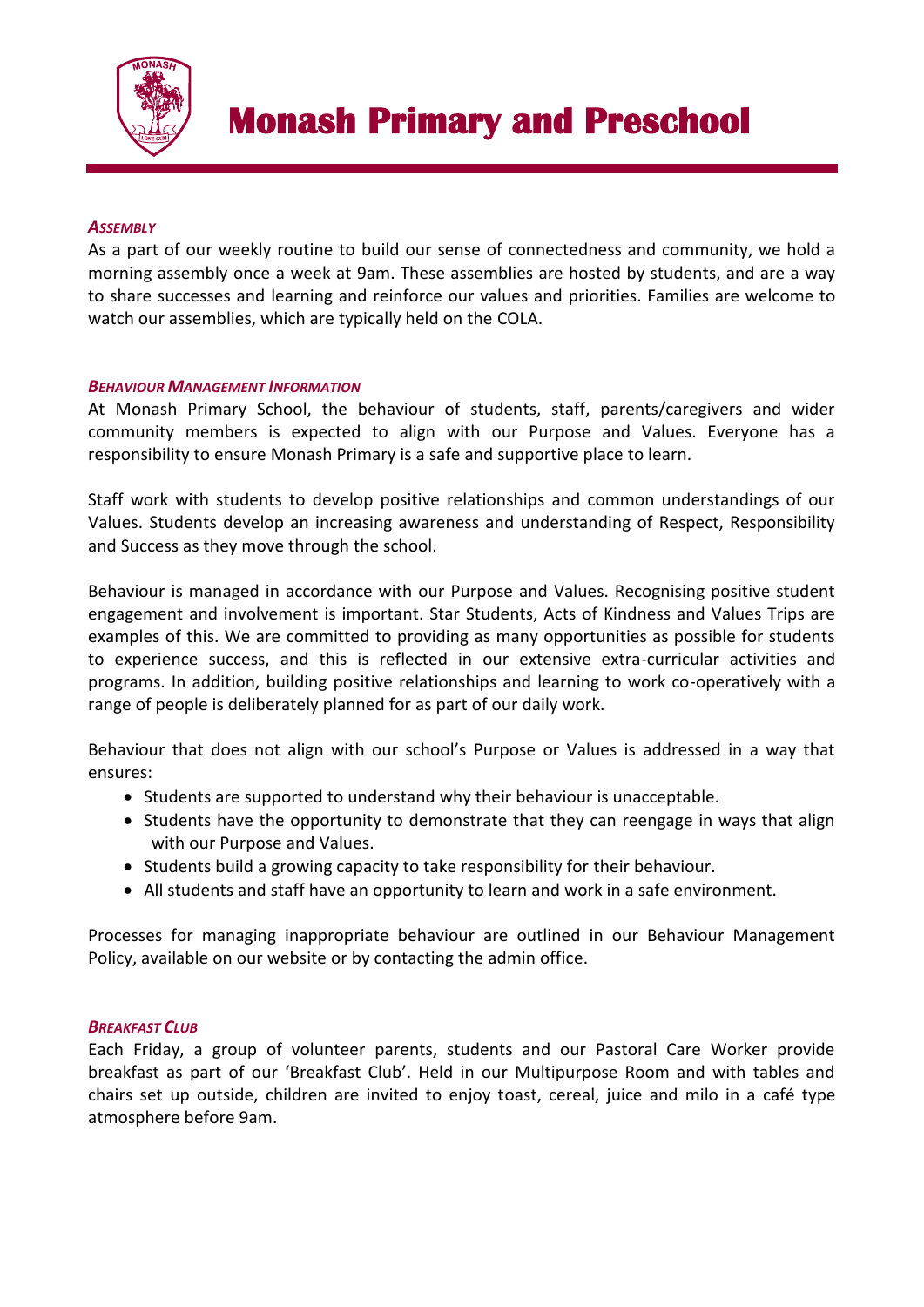# Monash Primary and Preschool

### *ASSEMBLY*

As a part of our weekly routine to build our sense of connectedness and community, we hold a morning assembly once a week at 9am. These assemblies are hosted by students, and are a way to share successes and learning and reinforce our values and priorities. Families are welcome to watch our assemblies, which are typically held on the COLA.

### *BEHAVIOUR MANAGEMENT INFORMATION*

At Monash Primary School, the behaviour of students, staff, parents/caregivers and wider community members is expected to align with our Purpose and Values. Everyone has a responsibility to ensure Monash Primary is a safe and supportive place to learn.

Staff work with students to develop positive relationships and common understandings of our Values. Students develop an increasing awareness and understanding of Respect, Responsibility and Success as they move through the school.

Behaviour is managed in accordance with our Purpose and Values. Recognising positive student engagement and involvement is important. Star Students, Acts of Kindness and Values Trips are examples of this. We are committed to providing as many opportunities as possible for students to experience success, and this is reflected in our extensive extra-curricular activities and programs. In addition, building positive relationships and learning to work co-operatively with a range of people is deliberately planned for as part of our daily work.

Behaviour that does not align with our school's Purpose or Values is addressed in a way that ensures:

- Students are supported to understand why their behaviour is unacceptable.
- Students have the opportunity to demonstrate that they can reengage in ways that align with our Purpose and Values.
- Students build a growing capacity to take responsibility for their behaviour.
- All students and staff have an opportunity to learn and work in a safe environment.

Processes for managing inappropriate behaviour are outlined in our Behaviour Management Policy, available on our website or by contacting the admin office.

### *BREAKFAST CLUB*

Each Friday, a group of volunteer parents, students and our Pastoral Care Worker provide breakfast as part of our 'Breakfast Club'. Held in our Multipurpose Room and with tables and chairs set up outside, children are invited to enjoy toast, cereal, juice and milo in a café type atmosphere before 9am.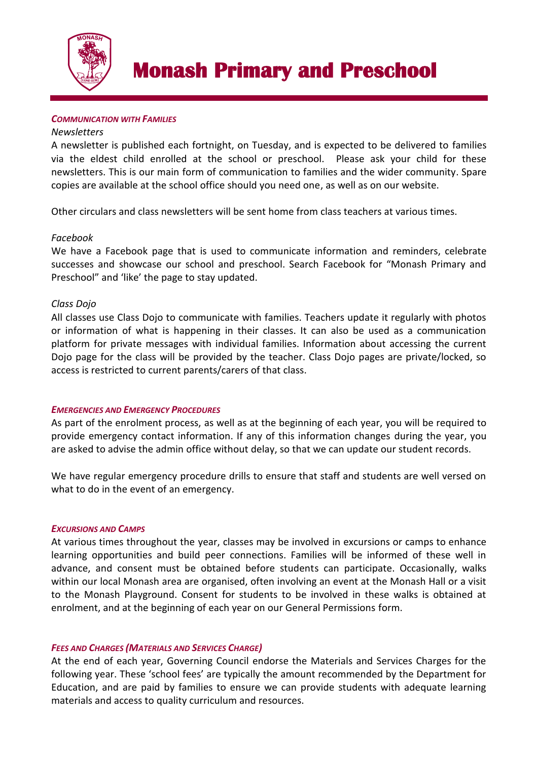## *Communication with Families*

*Newsletters*

A newsletter is published each fortnight, on Tuesday, and is expected to be delivered to families via the eldest child enrolled at the school or preschool. Please ask your child for these newsletters. This is our main form of communication to families and the wider community. Spare copies are available at the school office should you need one, as well as on our website.

Other circulars and class newsletters will be sent home from class teachers at various times.

*Facebook*

We have a Facebook page that is used to communicate information and reminders, celebrate successes and showcase our school and preschool. Search Facebook for "Monash Primary and Preschool" and 'like' the page to stay updated.

*Class Dojo*

All classes use Class Dojo to communicate with families. Teachers update it regularly with photos or information of what is happening in their classes. It can also be used as a communication platform for private messages with individual families. Information about accessing the current Dojo page for the class will be provided by the teacher. Class Dojo pages are private/locked, so access is restricted to current parents/carers of that class.

## *Emergencies and Emergency Procedures*

As part of the enrolment process, as well as at the beginning of each year, you will be required to provide emergency contact information. If any of this information changes during the year, you are asked to advise the admin office without delay, so that we can update our student records.

We have regular emergency procedure drills to ensure that staff and students are well versed on what to do in the event of an emergency.

## *Excursions and Camps*

At various times throughout the year, classes may be involved in excursions or camps to enhance learning opportunities and build peer connections. Families will be informed of these well in advance, and consent must be obtained before students can participate. Occasionally, walks within our local Monash area are organised, often involving an event at the Monash Hall or a visit to the Monash Playground. Consent for students to be involved in these walks is obtained at enrolment, and at the beginning of each year on our General Permissions form.

## *Fees and Charges (Materials and Services Charge)*

At the end of each year, Governing Council endorse the Materials and Services Charges for the following year. These 'school fees' are typically the amount recommended by the Department for Education, and are paid by families to ensure we can provide students with adequate learning materials and access to quality curriculum and resources.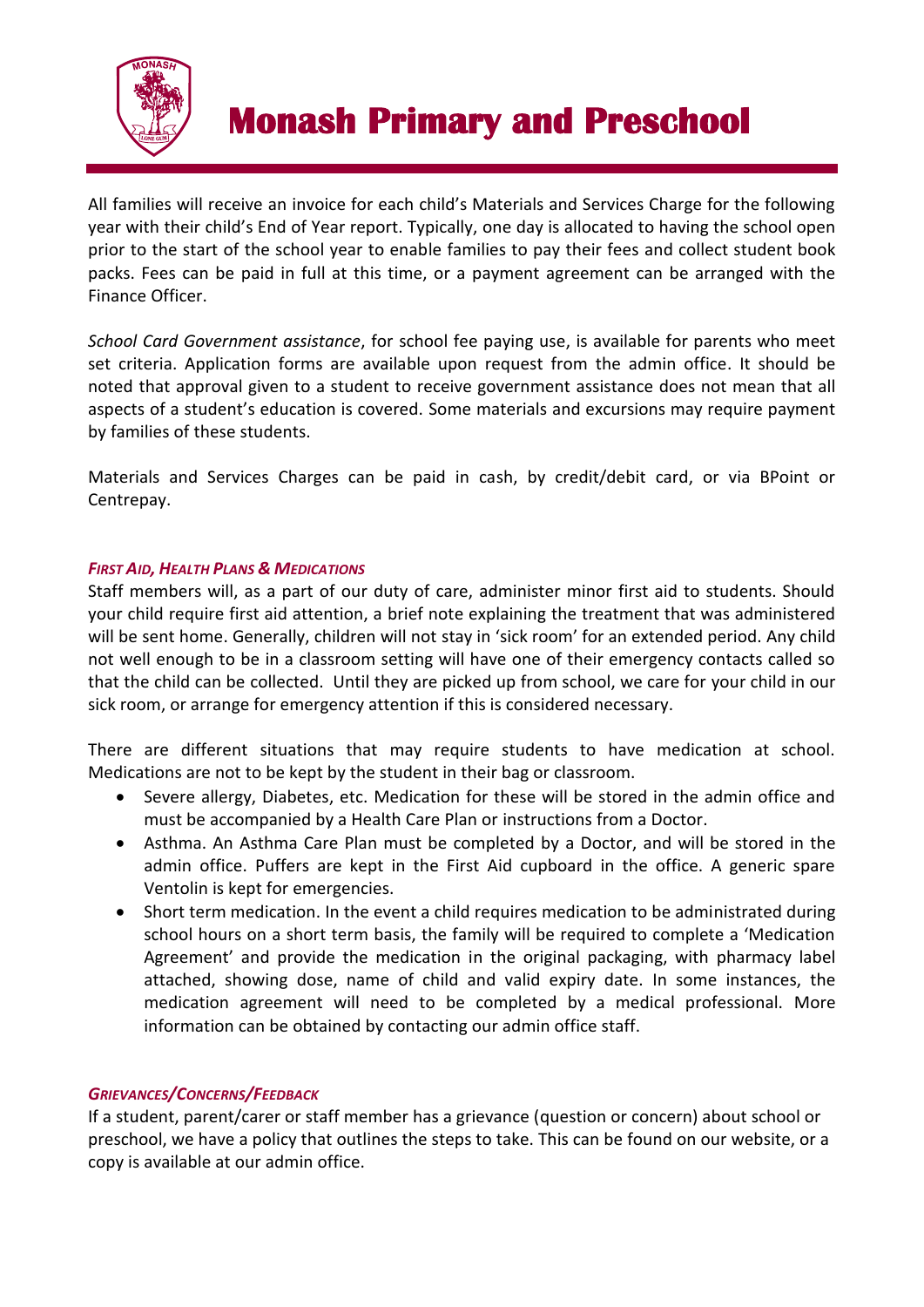All families will receive an invoice for each child's Materials and Services Charge for the following year with their child's End of Year report. Typically, one day is allocated to having the school open prior to the start of the school year to enable families to pay their fees and collect student book packs. Fees can be paid in full at this time, or a payment agreement can be arranged with the Finance Officer.

*School Card Government assistance*, for school fee paying use, is available for parents who meet set criteria. Application forms are available upon request from the admin office. It should be noted that approval given to a student to receive government assistance does not mean that all aspects of a student's education is covered. Some materials and excursions may require payment by families of these students.

Materials and Services Charges can be paid in cash, by credit/debit card, or via BPoint or Centrepay.

### *First Aid, Health Plans & Medications*

Staff members will, as a part of our duty of care, administer minor first aid to students. Should your child require first aid attention, a brief note explaining the treatment that was administered will be sent home. Generally, children will not stay in 'sick room' for an extended period. Any child not well enough to be in a classroom setting will have one of their emergency contacts called so that the child can be collected. Until they are picked up from school, we care for your child in our sick room, or arrange for emergency attention if this is considered necessary.

There are different situations that may require students to have medication at school. Medications are not to be kept by the student in their bag or classroom.

- Severe allergy, Diabetes, etc. Medication for these will be stored in the admin office and must be accompanied by a Health Care Plan or instructions from a Doctor.
- Asthma. An Asthma Care Plan must be completed by a Doctor, and will be stored in the admin office. Puffers are kept in the First Aid cupboard in the office. A generic spare Ventolin is kept for emergencies.
- Short term medication. In the event a child requires medication to be administrated during school hours on a short term basis, the family will be required to complete a 'Medication Agreement' and provide the medication in the original packaging, with pharmacy label attached, showing dose, name of child and valid expiry date. In some instances, the medication agreement will need to be completed by a medical professional. More information can be obtained by contacting our admin office staff.

### *Grievances/Concerns/Feedback*

If a student, parent/carer or staff member has a grievance (question or concern) about school or preschool, we have a policy that outlines the steps to take. This can be found on our website, or a copy is available at our admin office.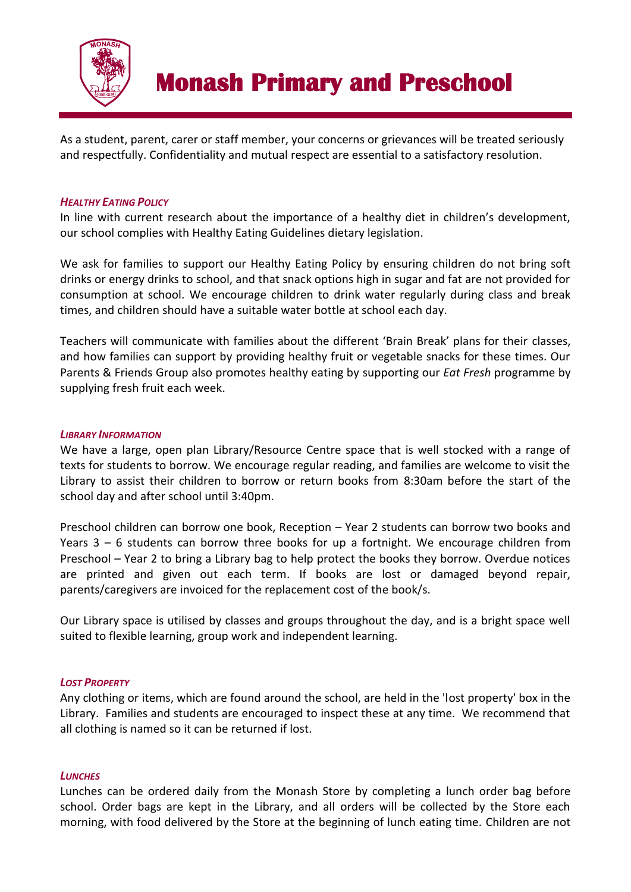As a student, parent, carer or staff member, your concerns or grievances will be treated seriously and respectfully. Confidentiality and mutual respect are essential to a satisfactory resolution.

### *Healthy Eating Policy*

In line with current research about the importance of a healthy diet in children's development, our school complies with Healthy Eating Guidelines dietary legislation.

We ask for families to support our Healthy Eating Policy by ensuring children do not bring soft drinks or energy drinks to school, and that snack options high in sugar and fat are not provided for consumption at school. We encourage children to drink water regularly during class and break times, and children should have a suitable water bottle at school each day.

Teachers will communicate with families about the different 'Brain Break' plans for their classes, and how families can support by providing healthy fruit or vegetable snacks for these times. Our Parents & Friends Group also promotes healthy eating by supporting our *Eat Fresh* programme by supplying fresh fruit each week.

### *Library Information*

We have a large, open plan Library/Resource Centre space that is well stocked with a range of texts for students to borrow. We encourage regular reading, and families are welcome to visit the Library to assist their children to borrow or return books from 8:30am before the start of the school day and after school until 3:40pm.

Preschool children can borrow one book, Reception – Year 2 students can borrow two books and Years 3 – 6 students can borrow three books for up a fortnight. We encourage children from Preschool – Year 2 to bring a Library bag to help protect the books they borrow. Overdue notices are printed and given out each term. If books are lost or damaged beyond repair, parents/caregivers are invoiced for the replacement cost of the book/s.

Our Library space is utilised by classes and groups throughout the day, and is a bright space well suited to flexible learning, group work and independent learning.

### *Lost Property*

Any clothing or items, which are found around the school, are held in the 'lost property' box in the Library. Families and students are encouraged to inspect these at any time. We recommend that all clothing is named so it can be returned if lost.

### *Lunches*

Lunches can be ordered daily from the Monash Store by completing a lunch order bag before school. Order bags are kept in the Library, and all orders will be collected by the Store each morning, with food delivered by the Store at the beginning of lunch eating time. Children are not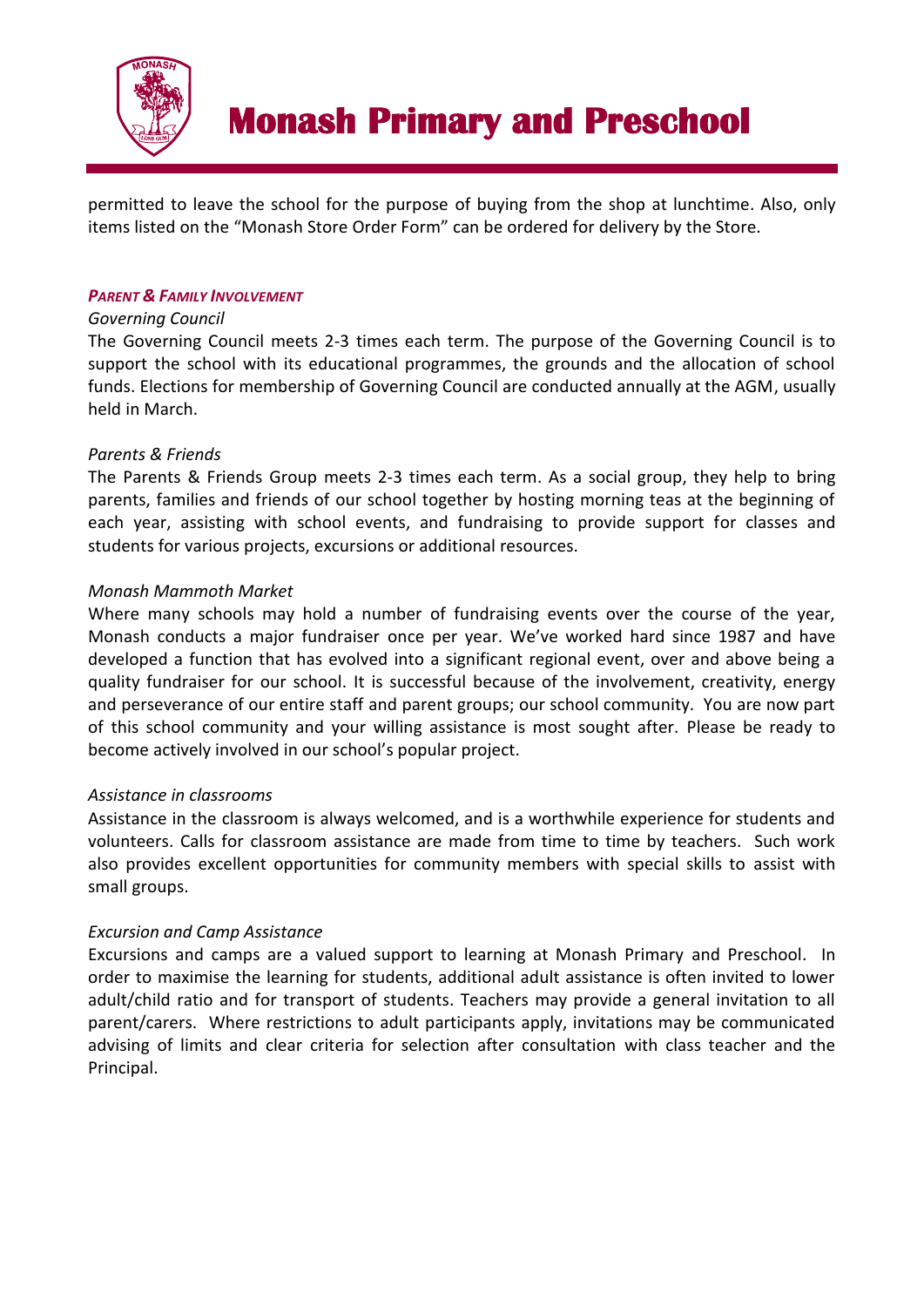permitted to leave the school for the purpose of buying from the shop at lunchtime. Also, only items listed on the "Monash Store Order Form" can be ordered for delivery by the Store.

### *PARENT & FAMILY INVOLVEMENT*

*Governing Council*

The Governing Council meets 2-3 times each term. The purpose of the Governing Council is to support the school with its educational programmes, the grounds and the allocation of school funds. Elections for membership of Governing Council are conducted annually at the AGM, usually held in March.

*Parents & Friends*

The Parents & Friends Group meets 2-3 times each term. As a social group, they help to bring parents, families and friends of our school together by hosting morning teas at the beginning of each year, assisting with school events, and fundraising to provide support for classes and students for various projects, excursions or additional resources.

*Monash Mammoth Market*

Where many schools may hold a number of fundraising events over the course of the year, Monash conducts a major fundraiser once per year. We've worked hard since 1987 and have developed a function that has evolved into a significant regional event, over and above being a quality fundraiser for our school. It is successful because of the involvement, creativity, energy and perseverance of our entire staff and parent groups; our school community. You are now part of this school community and your willing assistance is most sought after. Please be ready to become actively involved in our school's popular project.

*Assistance in classrooms*

Assistance in the classroom is always welcomed, and is a worthwhile experience for students and volunteers. Calls for classroom assistance are made from time to time by teachers. Such work also provides excellent opportunities for community members with special skills to assist with small groups.

*Excursion and Camp Assistance*

Excursions and camps are a valued support to learning at Monash Primary and Preschool. In order to maximise the learning for students, additional adult assistance is often invited to lower adult/child ratio and for transport of students. Teachers may provide a general invitation to all parent/carers. Where restrictions to adult participants apply, invitations may be communicated advising of limits and clear criteria for selection after consultation with class teacher and the Principal.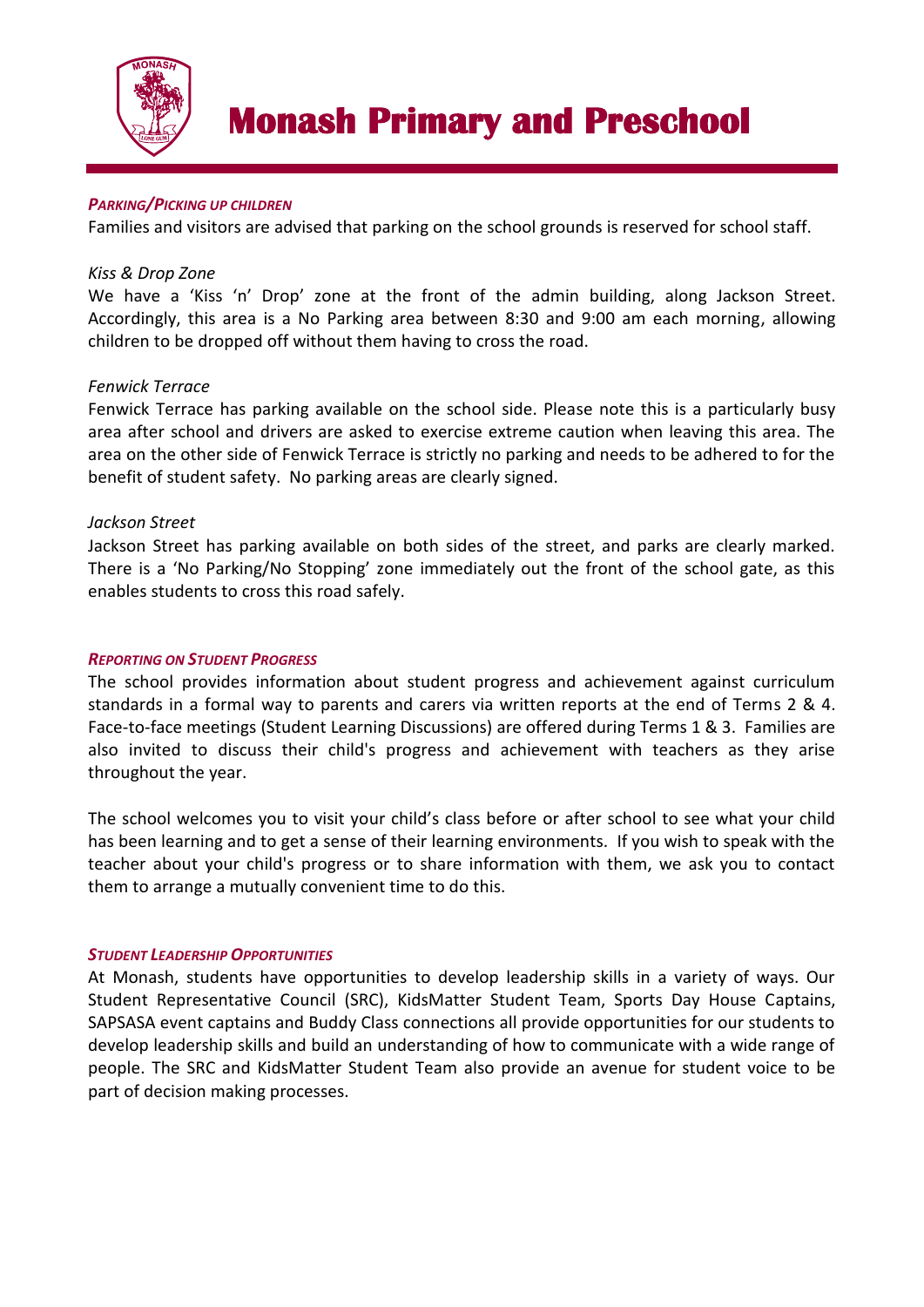# Monash Primary and Preschool

### *Parking/Picking up children*

Families and visitors are advised that parking on the school grounds is reserved for school staff.

*Kiss & Drop Zone*

We have a 'Kiss 'n' Drop' zone at the front of the admin building, along Jackson Street. Accordingly, this area is a No Parking area between 8:30 and 9:00 am each morning, allowing children to be dropped off without them having to cross the road.

*Fenwick Terrace*

Fenwick Terrace has parking available on the school side. Please note this is a particularly busy area after school and drivers are asked to exercise extreme caution when leaving this area. The area on the other side of Fenwick Terrace is strictly no parking and needs to be adhered to for the benefit of student safety. No parking areas are clearly signed.

*Jackson Street*

Jackson Street has parking available on both sides of the street, and parks are clearly marked. There is a 'No Parking/No Stopping' zone immediately out the front of the school gate, as this enables students to cross this road safely.

### *Reporting on Student Progress*

The school provides information about student progress and achievement against curriculum standards in a formal way to parents and carers via written reports at the end of Terms 2 & 4. Face-to-face meetings (Student Learning Discussions) are offered during Terms 1 & 3. Families are also invited to discuss their child's progress and achievement with teachers as they arise throughout the year.

The school welcomes you to visit your child's class before or after school to see what your child has been learning and to get a sense of their learning environments. If you wish to speak with the teacher about your child's progress or to share information with them, we ask you to contact them to arrange a mutually convenient time to do this.

### *Student Leadership Opportunities*

At Monash, students have opportunities to develop leadership skills in a variety of ways. Our Student Representative Council (SRC), KidsMatter Student Team, Sports Day House Captains, SAPSASA event captains and Buddy Class connections all provide opportunities for our students to develop leadership skills and build an understanding of how to communicate with a wide range of people. The SRC and KidsMatter Student Team also provide an avenue for student voice to be part of decision making processes.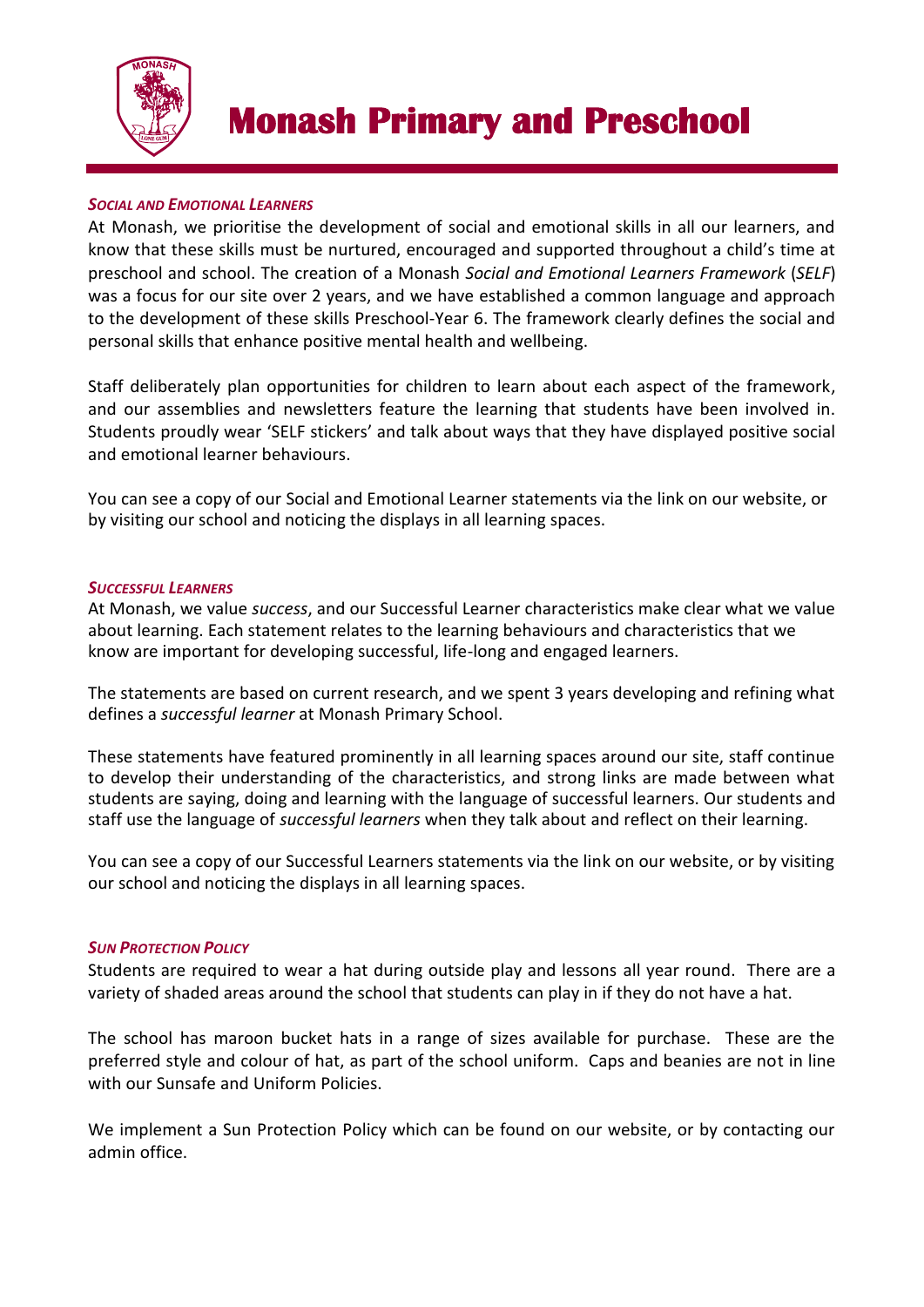# Monash Primary and Preschool

### *Social and Emotional Learners*

At Monash, we prioritise the development of social and emotional skills in all our learners, and know that these skills must be nurtured, encouraged and supported throughout a child's time at preschool and school. The creation of a Monash *Social and Emotional Learners Framework* (*SELF*) was a focus for our site over 2 years, and we have established a common language and approach to the development of these skills Preschool-Year 6. The framework clearly defines the social and personal skills that enhance positive mental health and wellbeing.

Staff deliberately plan opportunities for children to learn about each aspect of the framework, and our assemblies and newsletters feature the learning that students have been involved in. Students proudly wear 'SELF stickers' and talk about ways that they have displayed positive social and emotional learner behaviours.

You can see a copy of our Social and Emotional Learner statements via the link on our website, or by visiting our school and noticing the displays in all learning spaces.

### *Successful Learners*

At Monash, we value *success*, and our Successful Learner characteristics make clear what we value about learning. Each statement relates to the learning behaviours and characteristics that we know are important for developing successful, life-long and engaged learners.

The statements are based on current research, and we spent 3 years developing and refining what defines a *successful learner* at Monash Primary School.

These statements have featured prominently in all learning spaces around our site, staff continue to develop their understanding of the characteristics, and strong links are made between what students are saying, doing and learning with the language of successful learners. Our students and staff use the language of *successful learners* when they talk about and reflect on their learning.

You can see a copy of our Successful Learners statements via the link on our website, or by visiting our school and noticing the displays in all learning spaces.

### *Sun Protection Policy*

Students are required to wear a hat during outside play and lessons all year round. There are a variety of shaded areas around the school that students can play in if they do not have a hat.

The school has maroon bucket hats in a range of sizes available for purchase. These are the preferred style and colour of hat, as part of the school uniform. Caps and beanies are not in line with our Sunsafe and Uniform Policies.

We implement a Sun Protection Policy which can be found on our website, or by contacting our admin office.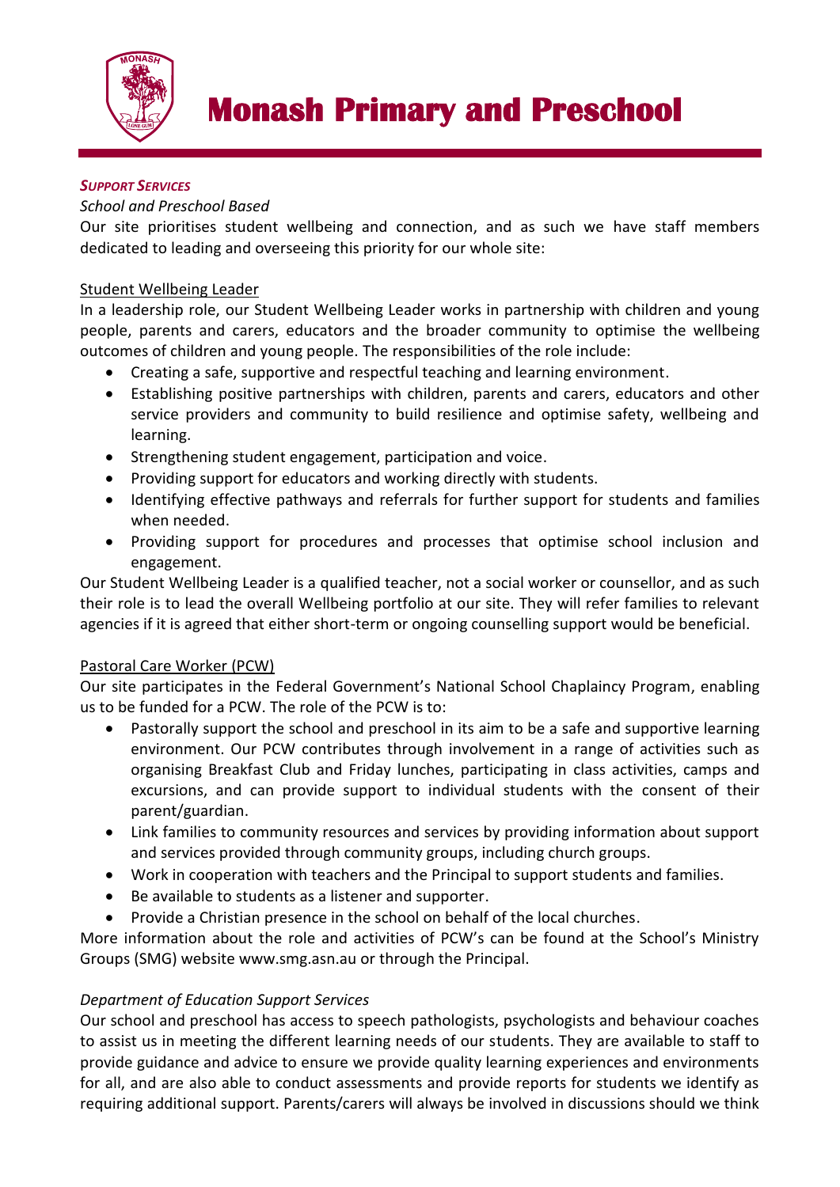# Monash Primary and Preschool

***SUPPORT SERVICES***

*School and Preschool Based*

Our site prioritises student wellbeing and connection, and as such we have staff members dedicated to leading and overseeing this priority for our whole site:

Student Wellbeing Leader

In a leadership role, our Student Wellbeing Leader works in partnership with children and young people, parents and carers, educators and the broader community to optimise the wellbeing outcomes of children and young people. The responsibilities of the role include:

- Creating a safe, supportive and respectful teaching and learning environment.
- Establishing positive partnerships with children, parents and carers, educators and other service providers and community to build resilience and optimise safety, wellbeing and learning.
- Strengthening student engagement, participation and voice.
- Providing support for educators and working directly with students.
- Identifying effective pathways and referrals for further support for students and families when needed.
- Providing support for procedures and processes that optimise school inclusion and engagement.

Our Student Wellbeing Leader is a qualified teacher, not a social worker or counsellor, and as such their role is to lead the overall Wellbeing portfolio at our site. They will refer families to relevant agencies if it is agreed that either short-term or ongoing counselling support would be beneficial.

Pastoral Care Worker (PCW)

Our site participates in the Federal Government's National School Chaplaincy Program, enabling us to be funded for a PCW. The role of the PCW is to:

- Pastorally support the school and preschool in its aim to be a safe and supportive learning environment. Our PCW contributes through involvement in a range of activities such as organising Breakfast Club and Friday lunches, participating in class activities, camps and excursions, and can provide support to individual students with the consent of their parent/guardian.
- Link families to community resources and services by providing information about support and services provided through community groups, including church groups.
- Work in cooperation with teachers and the Principal to support students and families.
- Be available to students as a listener and supporter.
- Provide a Christian presence in the school on behalf of the local churches.

More information about the role and activities of PCW's can be found at the School's Ministry Groups (SMG) website www.smg.asn.au or through the Principal.

*Department of Education Support Services*

Our school and preschool has access to speech pathologists, psychologists and behaviour coaches to assist us in meeting the different learning needs of our students. They are available to staff to provide guidance and advice to ensure we provide quality learning experiences and environments for all, and are also able to conduct assessments and provide reports for students we identify as requiring additional support. Parents/carers will always be involved in discussions should we think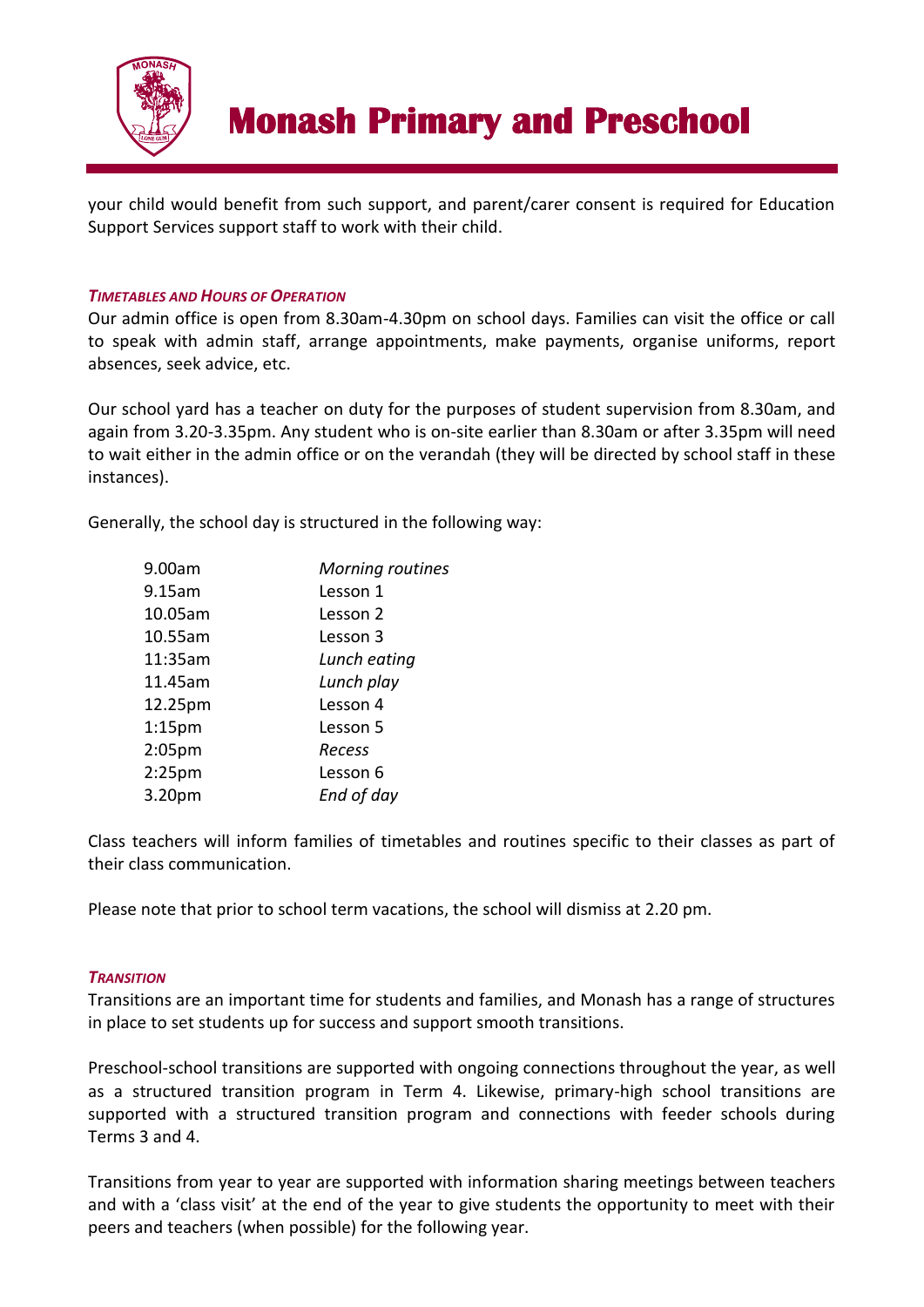your child would benefit from such support, and parent/carer consent is required for Education Support Services support staff to work with their child.

### *Timetables and Hours of Operation*

Our admin office is open from 8.30am-4.30pm on school days. Families can visit the office or call to speak with admin staff, arrange appointments, make payments, organise uniforms, report absences, seek advice, etc.

Our school yard has a teacher on duty for the purposes of student supervision from 8.30am, and again from 3.20-3.35pm. Any student who is on-site earlier than 8.30am or after 3.35pm will need to wait either in the admin office or on the verandah (they will be directed by school staff in these instances).

Generally, the school day is structured in the following way:

| | |
|---|---|
| 9.00am | *Morning routines* |
| 9.15am | Lesson 1 |
| 10.05am | Lesson 2 |
| 10.55am | Lesson 3 |
| 11:35am | *Lunch eating* |
| 11.45am | *Lunch play* |
| 12.25pm | Lesson 4 |
| 1:15pm | Lesson 5 |
| 2:05pm | *Recess* |
| 2:25pm | Lesson 6 |
| 3.20pm | *End of day* |

Class teachers will inform families of timetables and routines specific to their classes as part of their class communication.

Please note that prior to school term vacations, the school will dismiss at 2.20 pm.

### *Transition*

Transitions are an important time for students and families, and Monash has a range of structures in place to set students up for success and support smooth transitions.

Preschool-school transitions are supported with ongoing connections throughout the year, as well as a structured transition program in Term 4. Likewise, primary-high school transitions are supported with a structured transition program and connections with feeder schools during Terms 3 and 4.

Transitions from year to year are supported with information sharing meetings between teachers and with a 'class visit' at the end of the year to give students the opportunity to meet with their peers and teachers (when possible) for the following year.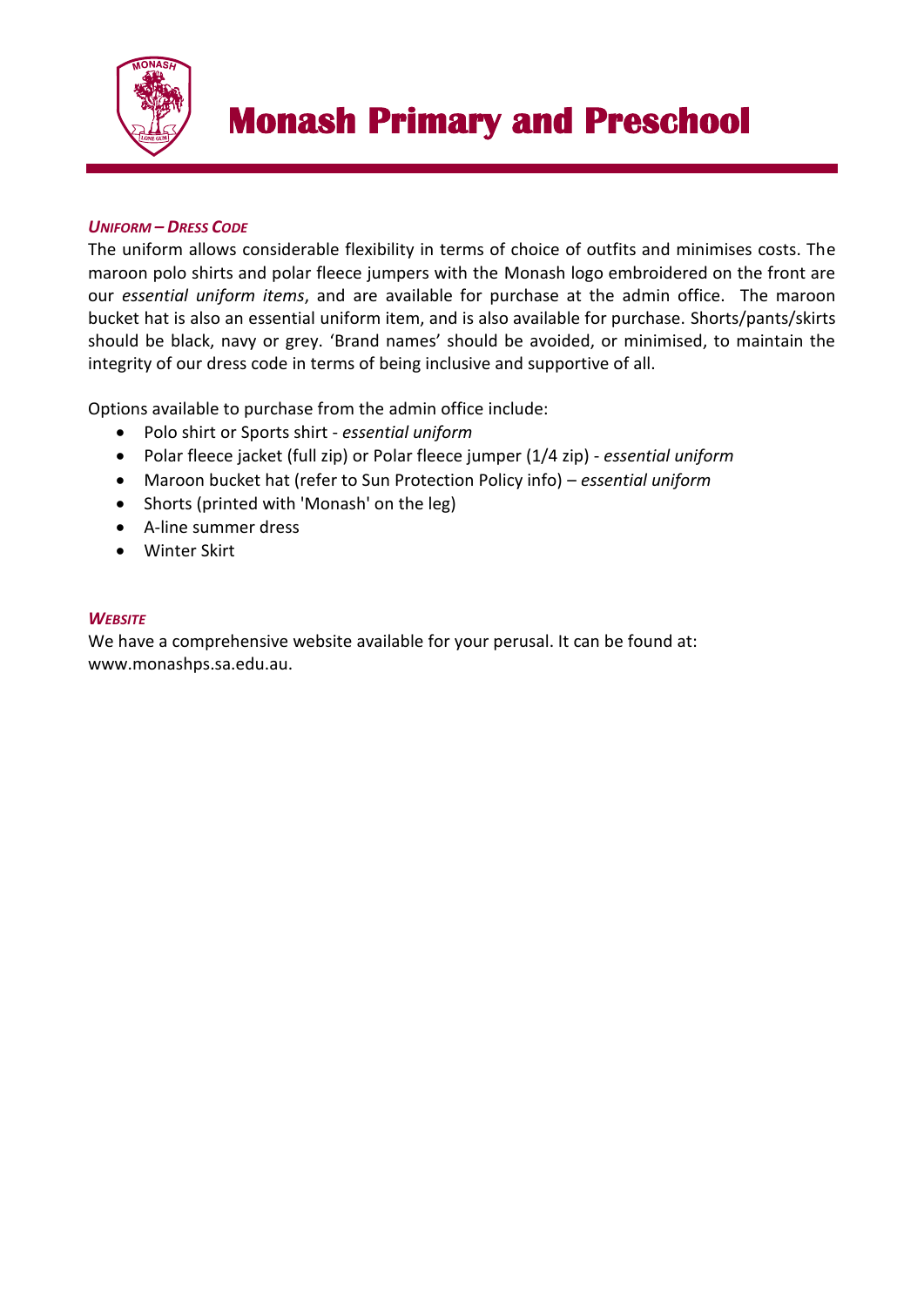# Monash Primary and Preschool

### *UNIFORM – DRESS CODE*

The uniform allows considerable flexibility in terms of choice of outfits and minimises costs. The maroon polo shirts and polar fleece jumpers with the Monash logo embroidered on the front are our *essential uniform items*, and are available for purchase at the admin office. The maroon bucket hat is also an essential uniform item, and is also available for purchase. Shorts/pants/skirts should be black, navy or grey. 'Brand names' should be avoided, or minimised, to maintain the integrity of our dress code in terms of being inclusive and supportive of all.

Options available to purchase from the admin office include:

- Polo shirt or Sports shirt - *essential uniform*
- Polar fleece jacket (full zip) or Polar fleece jumper (1/4 zip) - *essential uniform*
- Maroon bucket hat (refer to Sun Protection Policy info) – *essential uniform*
- Shorts (printed with 'Monash' on the leg)
- A-line summer dress
- Winter Skirt

### *WEBSITE*

We have a comprehensive website available for your perusal. It can be found at: www.monashps.sa.edu.au.